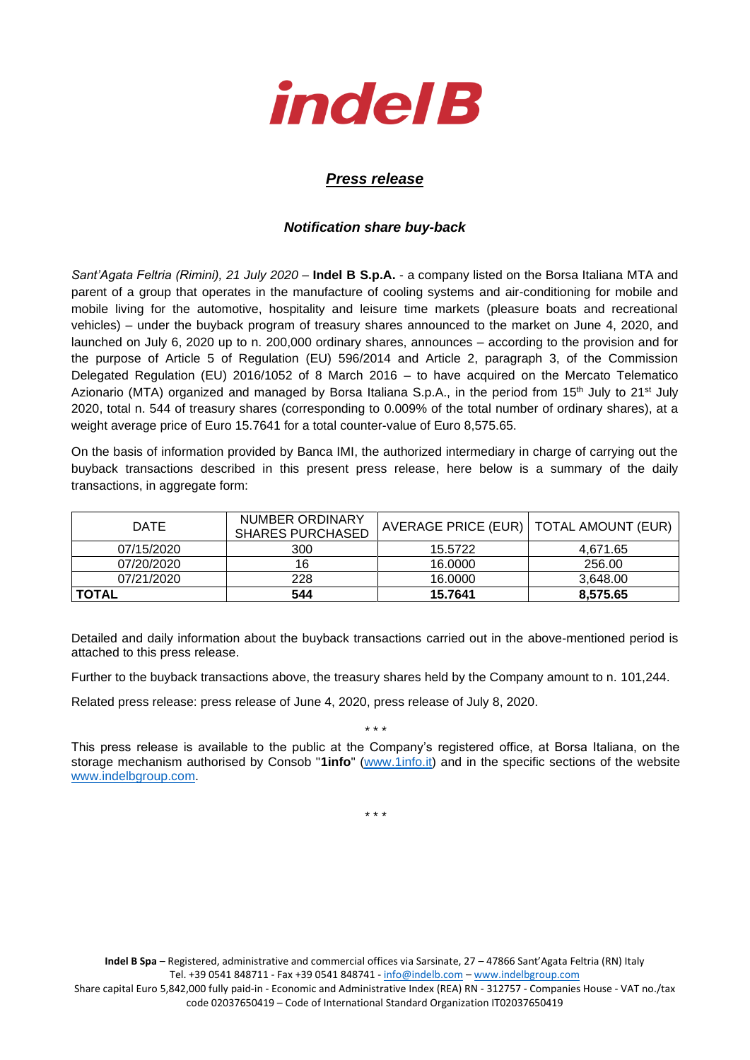# indelB

## *Press release*

### *Notification share buy-back*

*Sant'Agata Feltria (Rimini), 21 July 2020* – **Indel B S.p.A.** - a company listed on the Borsa Italiana MTA and parent of a group that operates in the manufacture of cooling systems and air-conditioning for mobile and mobile living for the automotive, hospitality and leisure time markets (pleasure boats and recreational vehicles) – under the buyback program of treasury shares announced to the market on June 4, 2020, and launched on July 6, 2020 up to n. 200,000 ordinary shares, announces – according to the provision and for the purpose of Article 5 of Regulation (EU) 596/2014 and Article 2, paragraph 3, of the Commission Delegated Regulation (EU) 2016/1052 of 8 March 2016 – to have acquired on the Mercato Telematico Azionario (MTA) organized and managed by Borsa Italiana S.p.A., in the period from 15th July to 21st July 2020, total n. 544 of treasury shares (corresponding to 0.009% of the total number of ordinary shares), at a weight average price of Euro 15.7641 for a total counter-value of Euro 8,575.65.

On the basis of information provided by Banca IMI, the authorized intermediary in charge of carrying out the buyback transactions described in this present press release, here below is a summary of the daily transactions, in aggregate form:

| DATE | NUMBER ORDINARY SHARES PURCHASED | AVERAGE PRICE (EUR) | TOTAL AMOUNT (EUR) |
|---|---|---|---|
| 07/15/2020 | 300 | 15.5722 | 4,671.65 |
| 07/20/2020 | 16 | 16.0000 | 256.00 |
| 07/21/2020 | 228 | 16.0000 | 3,648.00 |
| **TOTAL** | **544** | **15.7641** | **8,575.65** |

Detailed and daily information about the buyback transactions carried out in the above-mentioned period is attached to this press release.

Further to the buyback transactions above, the treasury shares held by the Company amount to n. 101,244.

Related press release: press release of June 4, 2020, press release of July 8, 2020.

\* \* \*

This press release is available to the public at the Company's registered office, at Borsa Italiana, on the storage mechanism authorised by Consob "**1info**" (www.1info.it) and in the specific sections of the website www.indelbgroup.com.

\* \* \*

**Indel B Spa** – Registered, administrative and commercial offices via Sarsinate, 27 – 47866 Sant'Agata Feltria (RN) Italy
Tel. +39 0541 848711 - Fax +39 0541 848741 - info@indelb.com – www.indelbgroup.com
Share capital Euro 5,842,000 fully paid-in - Economic and Administrative Index (REA) RN - 312757 - Companies House - VAT no./tax code 02037650419 – Code of International Standard Organization IT02037650419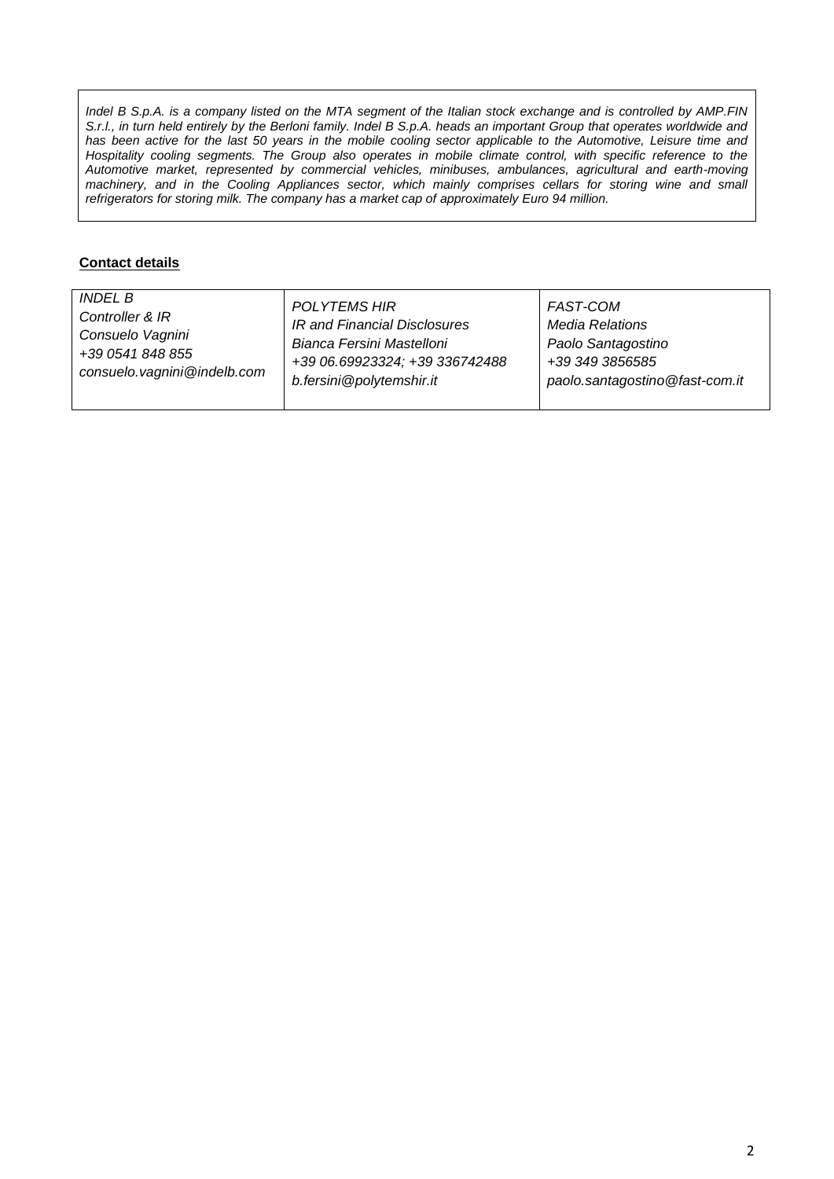*Indel B S.p.A. is a company listed on the MTA segment of the Italian stock exchange and is controlled by AMP.FIN S.r.l., in turn held entirely by the Berloni family. Indel B S.p.A. heads an important Group that operates worldwide and has been active for the last 50 years in the mobile cooling sector applicable to the Automotive, Leisure time and Hospitality cooling segments. The Group also operates in mobile climate control, with specific reference to the Automotive market, represented by commercial vehicles, minibuses, ambulances, agricultural and earth-moving machinery, and in the Cooling Appliances sector, which mainly comprises cellars for storing wine and small refrigerators for storing milk. The company has a market cap of approximately Euro 94 million.*

**Contact details**

| *INDEL B*<br>*Controller & IR*<br>*Consuelo Vagnini*<br>*+39 0541 848 855*<br>*consuelo.vagnini@indelb.com* | *POLYTEMS HIR*<br>*IR and Financial Disclosures*<br>*Bianca Fersini Mastelloni*<br>*+39 06.69923324; +39 336742488*<br>*b.fersini@polytemshir.it* | *FAST-COM*<br>*Media Relations*<br>*Paolo Santagostino*<br>*+39 349 3856585*<br>*paolo.santagostino@fast-com.it* |
|---|---|---|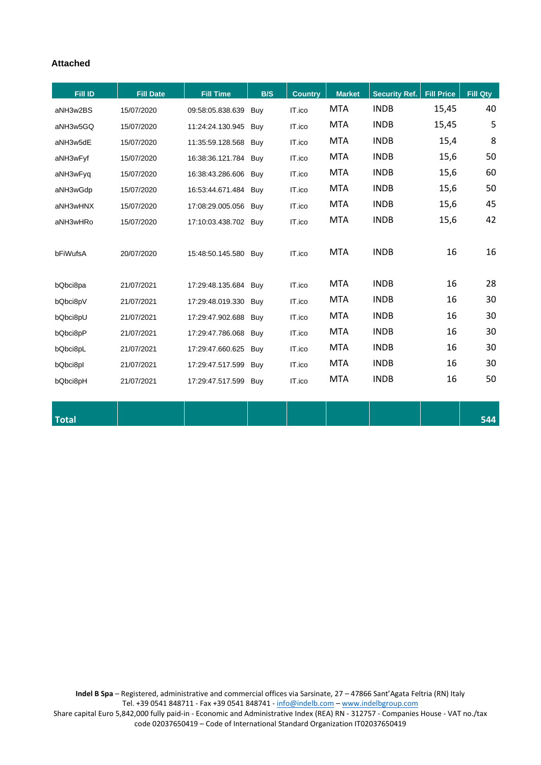**Attached**

| Fill ID | Fill Date | Fill Time | B/S | Country | Market | Security Ref. | Fill Price | Fill Qty |
|---|---|---|---|---|---|---|---|---|
| aNH3w2BS | 15/07/2020 | 09:58:05.838.639 | Buy | IT.ico | MTA | INDB | 15,45 | 40 |
| aNH3w5GQ | 15/07/2020 | 11:24:24.130.945 | Buy | IT.ico | MTA | INDB | 15,45 | 5 |
| aNH3w5dE | 15/07/2020 | 11:35:59.128.568 | Buy | IT.ico | MTA | INDB | 15,4 | 8 |
| aNH3wFyf | 15/07/2020 | 16:38:36.121.784 | Buy | IT.ico | MTA | INDB | 15,6 | 50 |
| aNH3wFyq | 15/07/2020 | 16:38:43.286.606 | Buy | IT.ico | MTA | INDB | 15,6 | 60 |
| aNH3wGdp | 15/07/2020 | 16:53:44.671.484 | Buy | IT.ico | MTA | INDB | 15,6 | 50 |
| aNH3wHNX | 15/07/2020 | 17:08:29.005.056 | Buy | IT.ico | MTA | INDB | 15,6 | 45 |
| aNH3wHRo | 15/07/2020 | 17:10:03.438.702 | Buy | IT.ico | MTA | INDB | 15,6 | 42 |
| bFiWufsA | 20/07/2020 | 15:48:50.145.580 | Buy | IT.ico | MTA | INDB | 16 | 16 |
| bQbci8pa | 21/07/2021 | 17:29:48.135.684 | Buy | IT.ico | MTA | INDB | 16 | 28 |
| bQbci8pV | 21/07/2021 | 17:29:48.019.330 | Buy | IT.ico | MTA | INDB | 16 | 30 |
| bQbci8pU | 21/07/2021 | 17:29:47.902.688 | Buy | IT.ico | MTA | INDB | 16 | 30 |
| bQbci8pP | 21/07/2021 | 17:29:47.786.068 | Buy | IT.ico | MTA | INDB | 16 | 30 |
| bQbci8pL | 21/07/2021 | 17:29:47.660.625 | Buy | IT.ico | MTA | INDB | 16 | 30 |
| bQbci8pI | 21/07/2021 | 17:29:47.517.599 | Buy | IT.ico | MTA | INDB | 16 | 30 |
| bQbci8pH | 21/07/2021 | 17:29:47.517.599 | Buy | IT.ico | MTA | INDB | 16 | 50 |
| **Total** | | | | | | | | **544** |

**Indel B Spa** – Registered, administrative and commercial offices via Sarsinate, 27 – 47866 Sant'Agata Feltria (RN) Italy
Tel. +39 0541 848711 - Fax +39 0541 848741 - info@indelb.com – www.indelbgroup.com
Share capital Euro 5,842,000 fully paid-in - Economic and Administrative Index (REA) RN - 312757 - Companies House - VAT no./tax code 02037650419 – Code of International Standard Organization IT02037650419